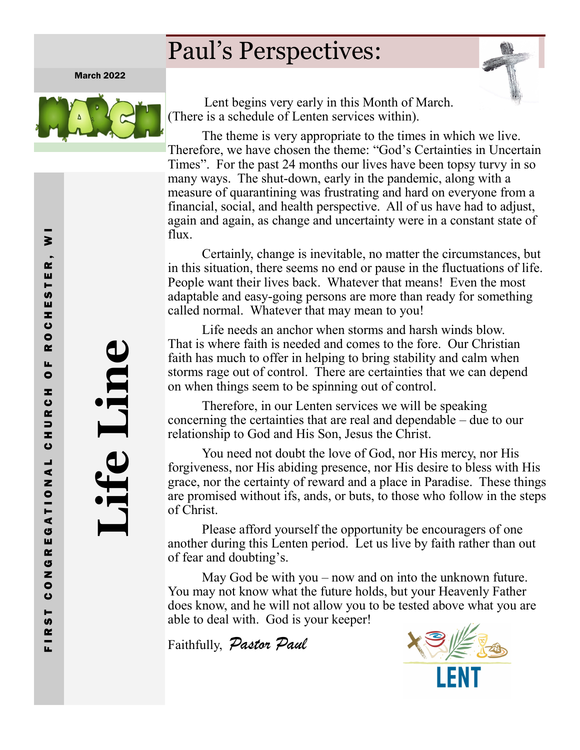March 2022

# Life Line

FIRST CONGREGATIONAL CHURCH OF ROCHESTER, WI

## Paul's Perspectives:

Lent begins very early in this Month of March. (There is a schedule of Lenten services within).

The theme is very appropriate to the times in which we live. Therefore, we have chosen the theme: "God's Certainties in Uncertain Times". For the past 24 months our lives have been topsy turvy in so many ways. The shut-down, early in the pandemic, along with a measure of quarantining was frustrating and hard on everyone from a financial, social, and health perspective. All of us have had to adjust, again and again, as change and uncertainty were in a constant state of flux.

Certainly, change is inevitable, no matter the circumstances, but in this situation, there seems no end or pause in the fluctuations of life. People want their lives back. Whatever that means! Even the most adaptable and easy-going persons are more than ready for something called normal. Whatever that may mean to you!

Life needs an anchor when storms and harsh winds blow. That is where faith is needed and comes to the fore. Our Christian faith has much to offer in helping to bring stability and calm when storms rage out of control. There are certainties that we can depend on when things seem to be spinning out of control.

Therefore, in our Lenten services we will be speaking concerning the certainties that are real and dependable – due to our relationship to God and His Son, Jesus the Christ.

You need not doubt the love of God, nor His mercy, nor His forgiveness, nor His abiding presence, nor His desire to bless with His grace, nor the certainty of reward and a place in Paradise. These things are promised without ifs, ands, or buts, to those who follow in the steps of Christ.

Please afford yourself the opportunity be encouragers of one another during this Lenten period. Let us live by faith rather than out of fear and doubting's.

May God be with you – now and on into the unknown future. You may not know what the future holds, but your Heavenly Father does know, and he will not allow you to be tested above what you are able to deal with. God is your keeper!

Faithfully, *Pastor Paul*

LENT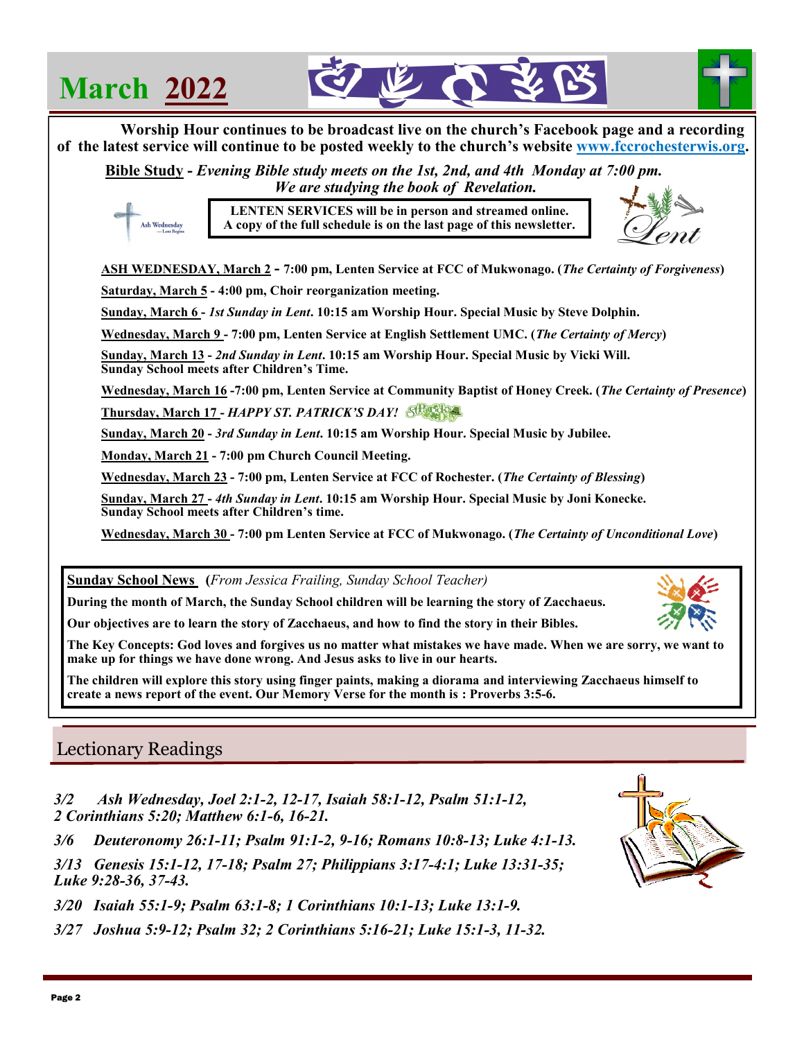# March 2022

**Worship Hour continues to be broadcast live on the church's Facebook page and a recording of the latest service will continue to be posted weekly to the church's website [www.fccrochesterwis.org](http://www.fccrochesterwis.org).**

**Bible Study** - ***Evening Bible study meets on the 1st, 2nd, and 4th Monday at 7:00 pm. We are studying the book of Revelation.***

**LENTEN SERVICES will be in person and streamed online. A copy of the full schedule is on the last page of this newsletter.**

**ASH WEDNESDAY, March 2 - 7:00 pm, Lenten Service at FCC of Mukwonago. (*The Certainty of Forgiveness*)**

**Saturday, March 5 - 4:00 pm, Choir reorganization meeting.**

**Sunday, March 6 - *1st Sunday in Lent*. 10:15 am Worship Hour. Special Music by Steve Dolphin.**

**Wednesday, March 9 - 7:00 pm, Lenten Service at English Settlement UMC. (*The Certainty of Mercy*)**

**Sunday, March 13 - *2nd Sunday in Lent*. 10:15 am Worship Hour. Special Music by Vicki Will. Sunday School meets after Children's Time.**

**Wednesday, March 16 -7:00 pm, Lenten Service at Community Baptist of Honey Creek. (*The Certainty of Presence*)**

**Thursday, March 17 - *HAPPY ST. PATRICK'S DAY!***

**Sunday, March 20 - *3rd Sunday in Lent*. 10:15 am Worship Hour. Special Music by Jubilee.**

**Monday, March 21 - 7:00 pm Church Council Meeting.**

**Wednesday, March 23 - 7:00 pm, Lenten Service at FCC of Rochester. (*The Certainty of Blessing*)**

**Sunday, March 27 - *4th Sunday in Lent*. 10:15 am Worship Hour. Special Music by Joni Konecke. Sunday School meets after Children's time.**

**Wednesday, March 30 - 7:00 pm Lenten Service at FCC of Mukwonago. (*The Certainty of Unconditional Love*)**

**Sunday School News** (*From Jessica Frailing, Sunday School Teacher)*

**During the month of March, the Sunday School children will be learning the story of Zacchaeus.**

**Our objectives are to learn the story of Zacchaeus, and how to find the story in their Bibles.**

**The Key Concepts: God loves and forgives us no matter what mistakes we have made. When we are sorry, we want to make up for things we have done wrong. And Jesus asks to live in our hearts.**

**The children will explore this story using finger paints, making a diorama and interviewing Zacchaeus himself to create a news report of the event. Our Memory Verse for the month is : Proverbs 3:5-6.**

## Lectionary Readings

***3/2 Ash Wednesday, Joel 2:1-2, 12-17, Isaiah 58:1-12, Psalm 51:1-12, 2 Corinthians 5:20; Matthew 6:1-6, 16-21.***

***3/6 Deuteronomy 26:1-11; Psalm 91:1-2, 9-16; Romans 10:8-13; Luke 4:1-13.***

***3/13 Genesis 15:1-12, 17-18; Psalm 27; Philippians 3:17-4:1; Luke 13:31-35; Luke 9:28-36, 37-43.***

***3/20 Isaiah 55:1-9; Psalm 63:1-8; 1 Corinthians 10:1-13; Luke 13:1-9.***

***3/27 Joshua 5:9-12; Psalm 32; 2 Corinthians 5:16-21; Luke 15:1-3, 11-32.***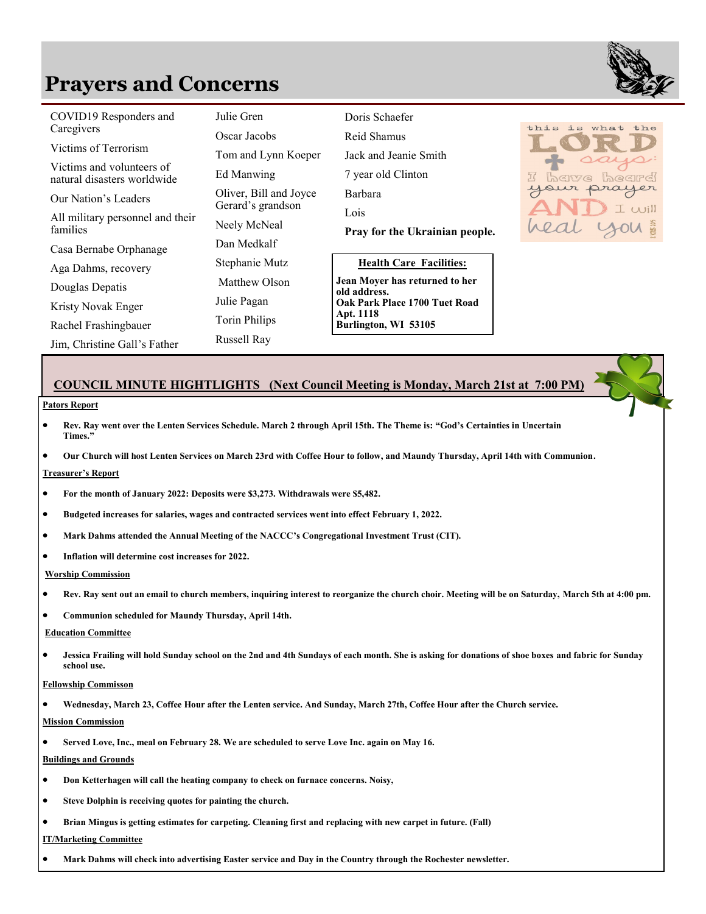# Prayers and Concerns

- COVID19 Responders and Caregivers
- Victims of Terrorism
- Victims and volunteers of natural disasters worldwide
- Our Nation's Leaders
- All military personnel and their families
- Casa Bernabe Orphanage
- Aga Dahms, recovery
- Douglas Depatis
- Kristy Novak Enger
- Rachel Frashingbauer
- Jim, Christine Gall's Father
- Julie Gren
- Oscar Jacobs
- Tom and Lynn Koeper
- Ed Manwing
- Oliver, Bill and Joyce Gerard's grandson
- Neely McNeal
- Dan Medkalf
- Stephanie Mutz
- Matthew Olson
- Julie Pagan
- Torin Philips
- Russell Ray
- Doris Schaefer
- Reid Shamus
- Jack and Jeanie Smith
- 7 year old Clinton
- Barbara
- Lois

**Pray for the Ukrainian people.**

**Health Care Facilities:**

**Jean Moyer has returned to her old address.**
**Oak Park Place 1700 Tuet Road**
**Apt. 1118**
**Burlington, WI 53105**

this is what the LORD says: I have heard your prayer AND I will heal you

## COUNCIL MINUTE HIGHTLIGHTS (Next Council Meeting is Monday, March 21st at 7:00 PM)

**Pators Report**

- **Rev. Ray went over the Lenten Services Schedule. March 2 through April 15th. The Theme is: "God's Certainties in Uncertain Times."**
- **Our Church will host Lenten Services on March 23rd with Coffee Hour to follow, and Maundy Thursday, April 14th with Communion.**

**Treasurer's Report**

- **For the month of January 2022: Deposits were $3,273. Withdrawals were $5,482.**
- **Budgeted increases for salaries, wages and contracted services went into effect February 1, 2022.**
- **Mark Dahms attended the Annual Meeting of the NACCC's Congregational Investment Trust (CIT).**
- **Inflation will determine cost increases for 2022.**

**Worship Commission**

- **Rev. Ray sent out an email to church members, inquiring interest to reorganize the church choir. Meeting will be on Saturday, March 5th at 4:00 pm.**
- **Communion scheduled for Maundy Thursday, April 14th.**

**Education Committee**

- **Jessica Frailing will hold Sunday school on the 2nd and 4th Sundays of each month. She is asking for donations of shoe boxes and fabric for Sunday school use.**

**Fellowship Commisson**

- **Wednesday, March 23, Coffee Hour after the Lenten service. And Sunday, March 27th, Coffee Hour after the Church service.**

**Mission Commission**

- **Served Love, Inc., meal on February 28. We are scheduled to serve Love Inc. again on May 16.**

**Buildings and Grounds**

- **Don Ketterhagen will call the heating company to check on furnace concerns. Noisy,**
- **Steve Dolphin is receiving quotes for painting the church.**
- **Brian Mingus is getting estimates for carpeting. Cleaning first and replacing with new carpet in future. (Fall)**

**IT/Marketing Committee**

- **Mark Dahms will check into advertising Easter service and Day in the Country through the Rochester newsletter.**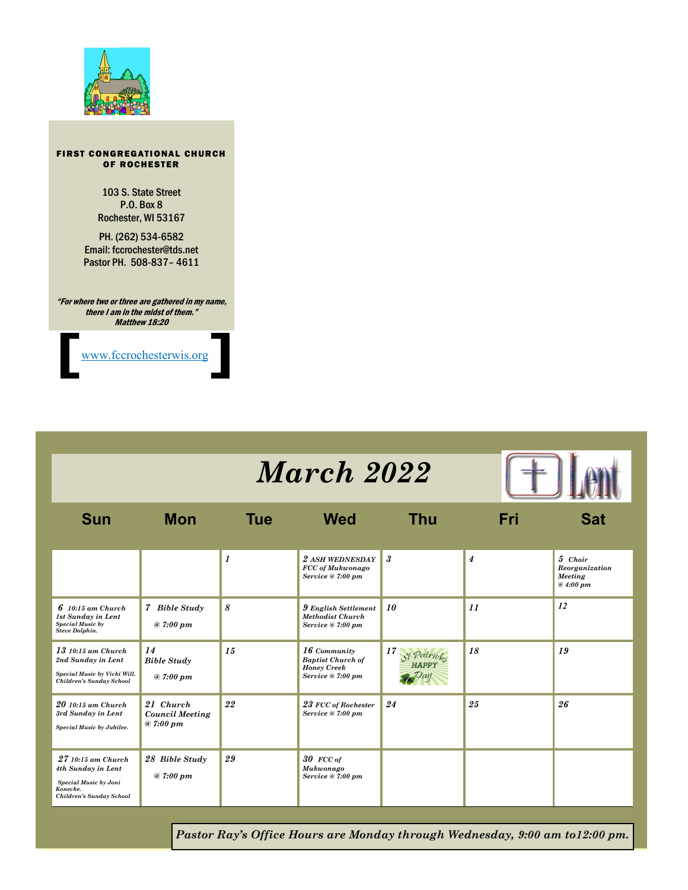**FIRST CONGREGATIONAL CHURCH OF ROCHESTER**

103 S. State Street
P.O. Box 8
Rochester, WI 53167

PH. (262) 534-6582
Email: fccrochester@tds.net
Pastor PH. 508-837– 4611

*"For where two or three are gathered in my name, there I am in the midst of them." Matthew 18:20*

[ www.fccrochesterwis.org ]

# *March 2022*

Lent

| Sun | Mon | Tue | Wed | Thu | Fri | Sat |
|---|---|---|---|---|---|---|
| | | *1* | *2 ASH WEDNESDAY FCC of Mukwonago Service @ 7:00 pm* | *3* | *4* | *5 Choir Reorganization Meeting @ 4:00 pm* |
| *6 10:15 am Church 1st Sunday in Lent Special Music by Steve Dolphin.* | *7 Bible Study @ 7:00 pm* | *8* | *9 English Settlement Methodist Church Service @ 7:00 pm* | *10* | *11* | *12* |
| *13 10:15 am Church 2nd Sunday in Lent Special Music by Vicki Will. Children's Sunday School* | *14 Bible Study @ 7:00 pm* | *15* | *16 Community Baptist Church of Honey Creek Service @ 7:00 pm* | *17 St Patrick's HAPPY Day* | *18* | *19* |
| *20 10:15 am Church 3rd Sunday in Lent Special Music by Jubilee.* | *21 Church Council Meeting @ 7:00 pm* | *22* | *23 FCC of Rochester Service @ 7:00 pm* | *24* | *25* | *26* |
| *27 10:15 am Church 4th Sunday in Lent Special Music by Joni Konecke. Children's Sunday School* | *28 Bible Study @ 7:00 pm* | *29* | *30 FCC of Mukwonago Service @ 7:00 pm* | | | |

***Pastor Ray's Office Hours are Monday through Wednesday, 9:00 am to12:00 pm.***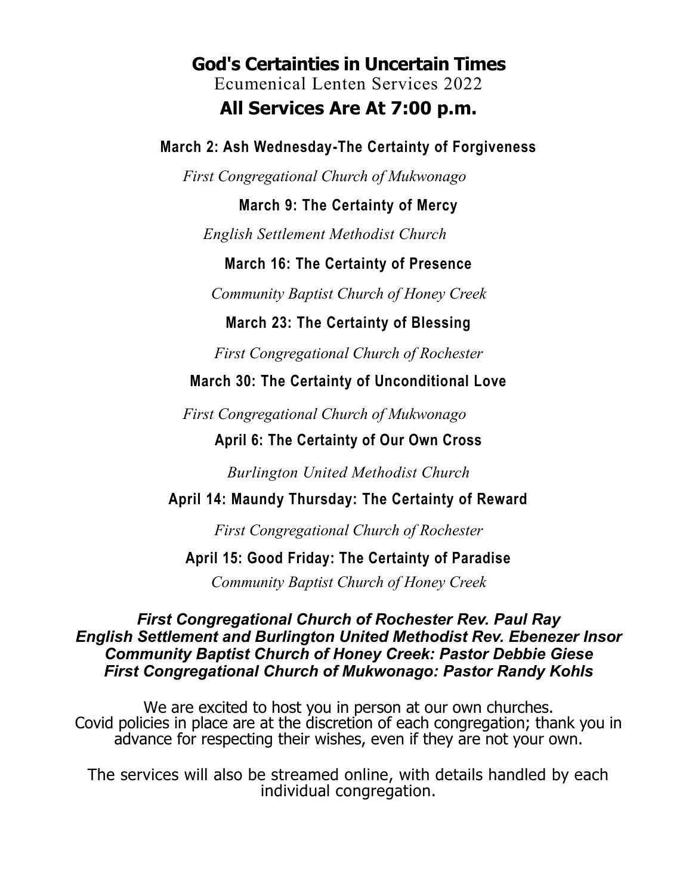# God's Certainties in Uncertain Times

Ecumenical Lenten Services 2022

## All Services Are At 7:00 p.m.

**March 2: Ash Wednesday-The Certainty of Forgiveness**

*First Congregational Church of Mukwonago*

**March 9: The Certainty of Mercy**

*English Settlement Methodist Church*

**March 16: The Certainty of Presence**

*Community Baptist Church of Honey Creek*

**March 23: The Certainty of Blessing**

*First Congregational Church of Rochester*

**March 30: The Certainty of Unconditional Love**

*First Congregational Church of Mukwonago*

**April 6: The Certainty of Our Own Cross**

*Burlington United Methodist Church*

**April 14: Maundy Thursday: The Certainty of Reward**

*First Congregational Church of Rochester*

**April 15: Good Friday: The Certainty of Paradise**

*Community Baptist Church of Honey Creek*

***First Congregational Church of Rochester Rev. Paul Ray***
***English Settlement and Burlington United Methodist Rev. Ebenezer Insor***
***Community Baptist Church of Honey Creek: Pastor Debbie Giese***
***First Congregational Church of Mukwonago: Pastor Randy Kohls***

We are excited to host you in person at our own churches.
Covid policies in place are at the discretion of each congregation; thank you in advance for respecting their wishes, even if they are not your own.

The services will also be streamed online, with details handled by each individual congregation.